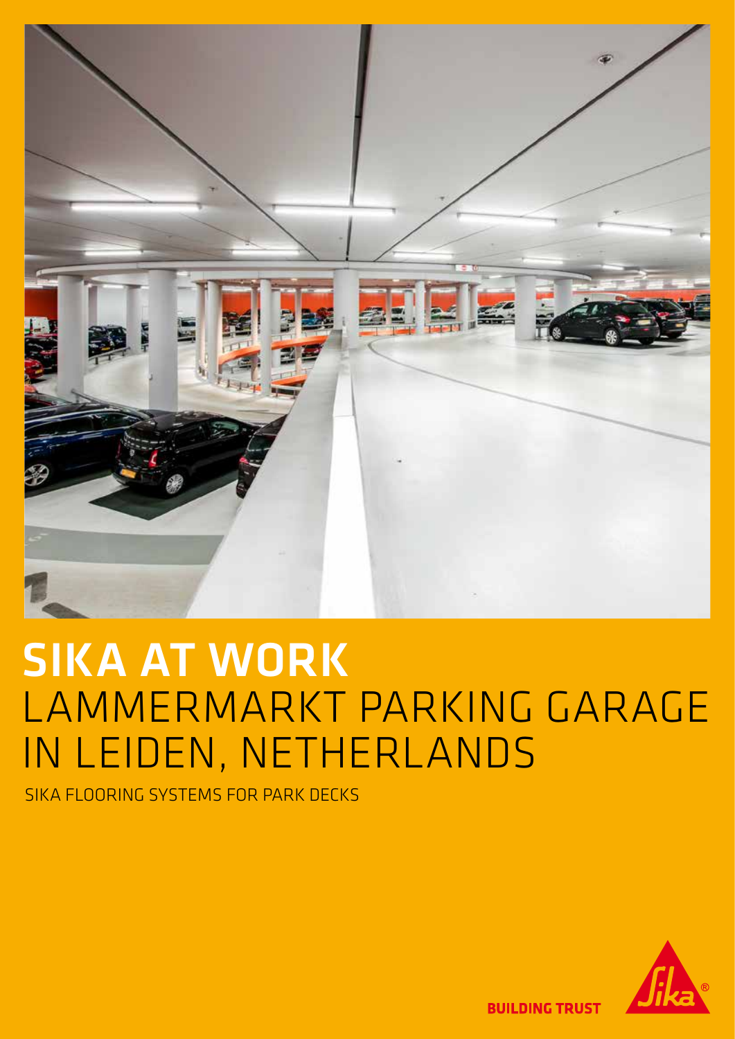# SIKA AT WORK
# LAMMERMARKT PARKING GARAGE IN LEIDEN, NETHERLANDS

SIKA FLOORING SYSTEMS FOR PARK DECKS

BUILDING TRUST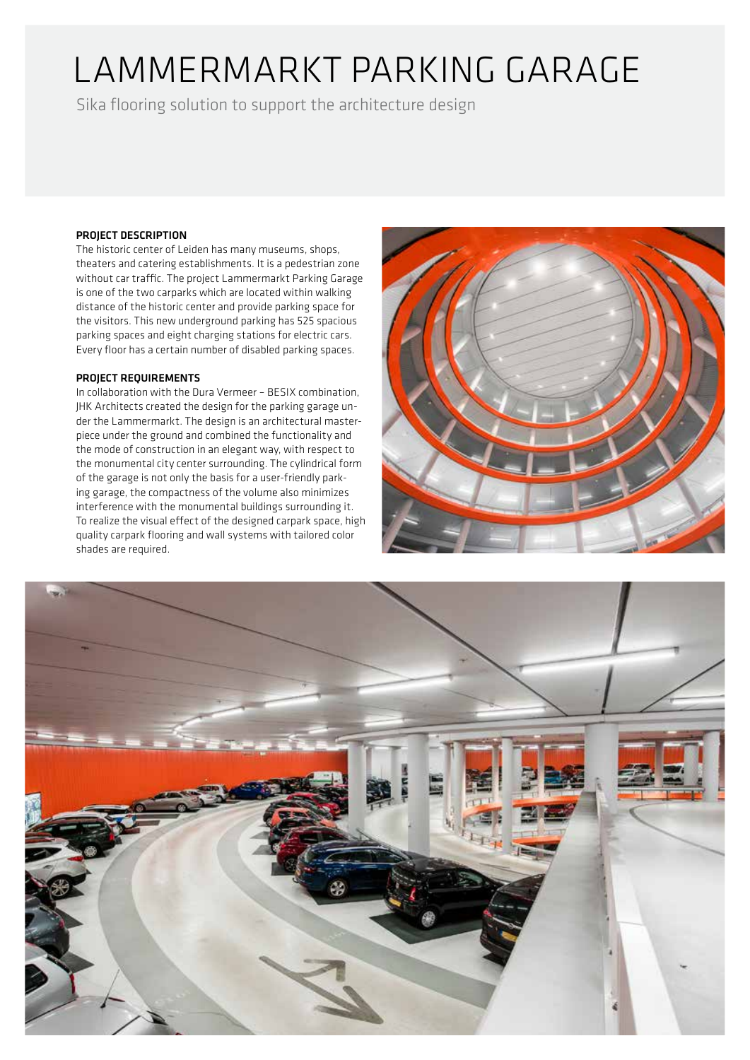# LAMMERMARKT PARKING GARAGE

Sika flooring solution to support the architecture design

**PROJECT DESCRIPTION**

The historic center of Leiden has many museums, shops, theaters and catering establishments. It is a pedestrian zone without car traffic. The project Lammermarkt Parking Garage is one of the two carparks which are located within walking distance of the historic center and provide parking space for the visitors. This new underground parking has 525 spacious parking spaces and eight charging stations for electric cars. Every floor has a certain number of disabled parking spaces.

**PROJECT REQUIREMENTS**

In collaboration with the Dura Vermeer – BESIX combination, JHK Architects created the design for the parking garage under the Lammermarkt. The design is an architectural masterpiece under the ground and combined the functionality and the mode of construction in an elegant way, with respect to the monumental city center surrounding. The cylindrical form of the garage is not only the basis for a user-friendly parking garage, the compactness of the volume also minimizes interference with the monumental buildings surrounding it. To realize the visual effect of the designed carpark space, high quality carpark flooring and wall systems with tailored color shades are required.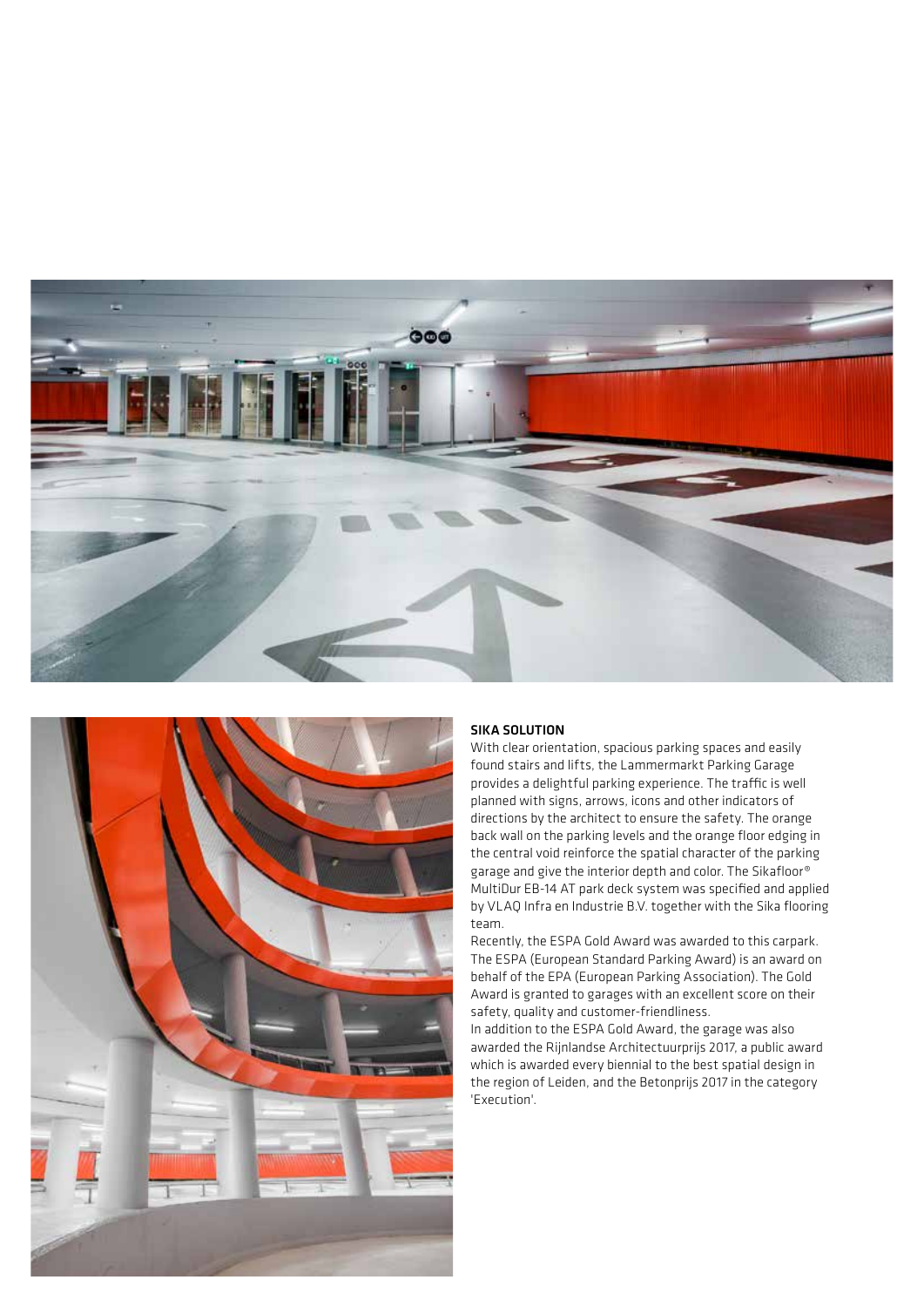## SIKA SOLUTION

With clear orientation, spacious parking spaces and easily found stairs and lifts, the Lammermarkt Parking Garage provides a delightful parking experience. The traffic is well planned with signs, arrows, icons and other indicators of directions by the architect to ensure the safety. The orange back wall on the parking levels and the orange floor edging in the central void reinforce the spatial character of the parking garage and give the interior depth and color. The Sikafloor® MultiDur EB-14 AT park deck system was specified and applied by VLAQ Infra en Industrie B.V. together with the Sika flooring team.

Recently, the ESPA Gold Award was awarded to this carpark. The ESPA (European Standard Parking Award) is an award on behalf of the EPA (European Parking Association). The Gold Award is granted to garages with an excellent score on their safety, quality and customer-friendliness.

In addition to the ESPA Gold Award, the garage was also awarded the Rijnlandse Architectuurprijs 2017, a public award which is awarded every biennial to the best spatial design in the region of Leiden, and the Betonprijs 2017 in the category 'Execution'.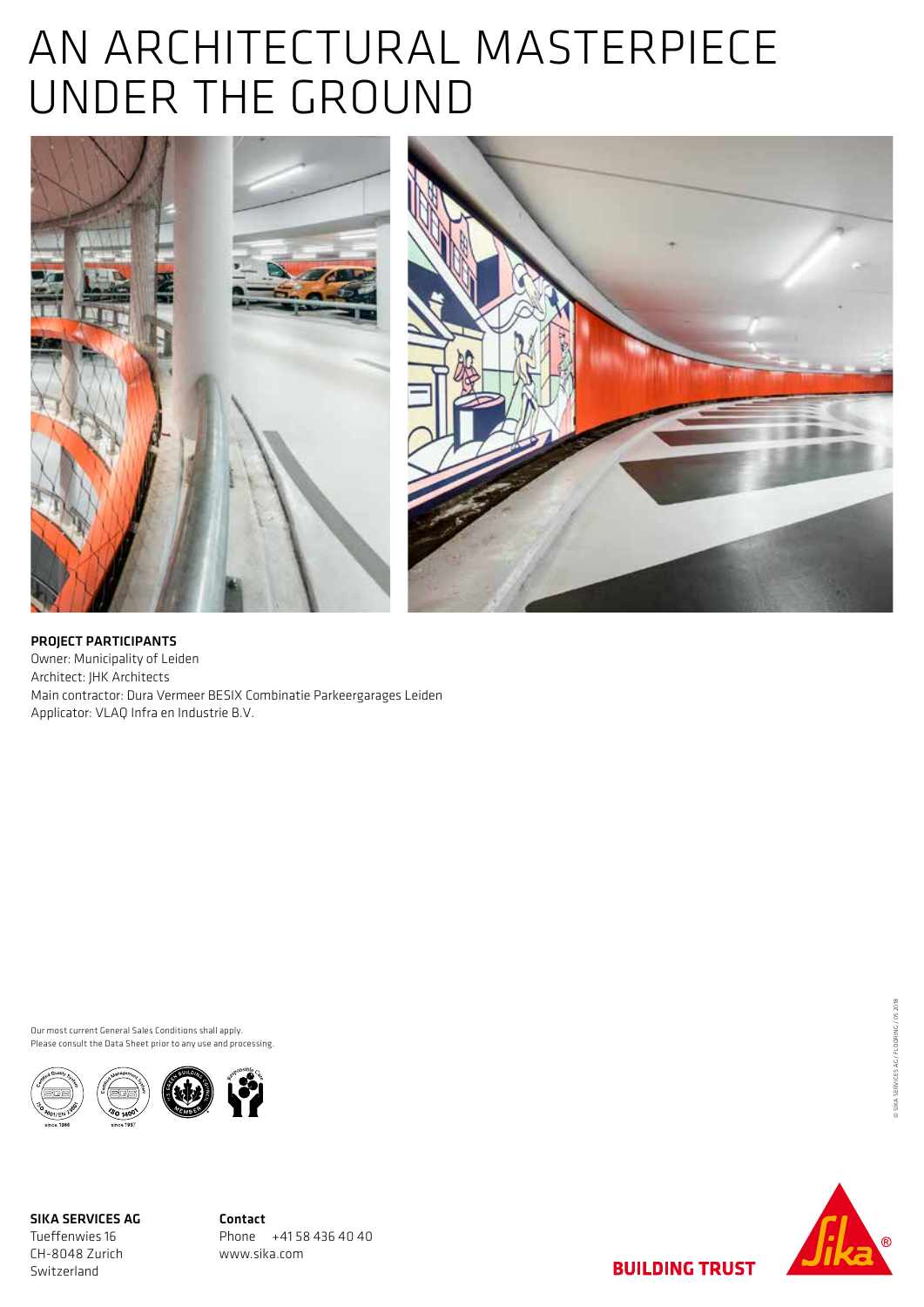# AN ARCHITECTURAL MASTERPIECE UNDER THE GROUND

**PROJECT PARTICIPANTS**
Owner: Municipality of Leiden
Architect: JHK Architects
Main contractor: Dura Vermeer BESIX Combinatie Parkeergarages Leiden
Applicator: VLAQ Infra en Industrie B.V.

Our most current General Sales Conditions shall apply.
Please consult the Data Sheet prior to any use and processing.

© SIKA SERVICES AG / FLOORING / 05.2018

**SIKA SERVICES AG**
Tueffenwies 16
CH-8048 Zurich
Switzerland

**Contact**
Phone +41 58 436 40 40
www.sika.com

**BUILDING TRUST**